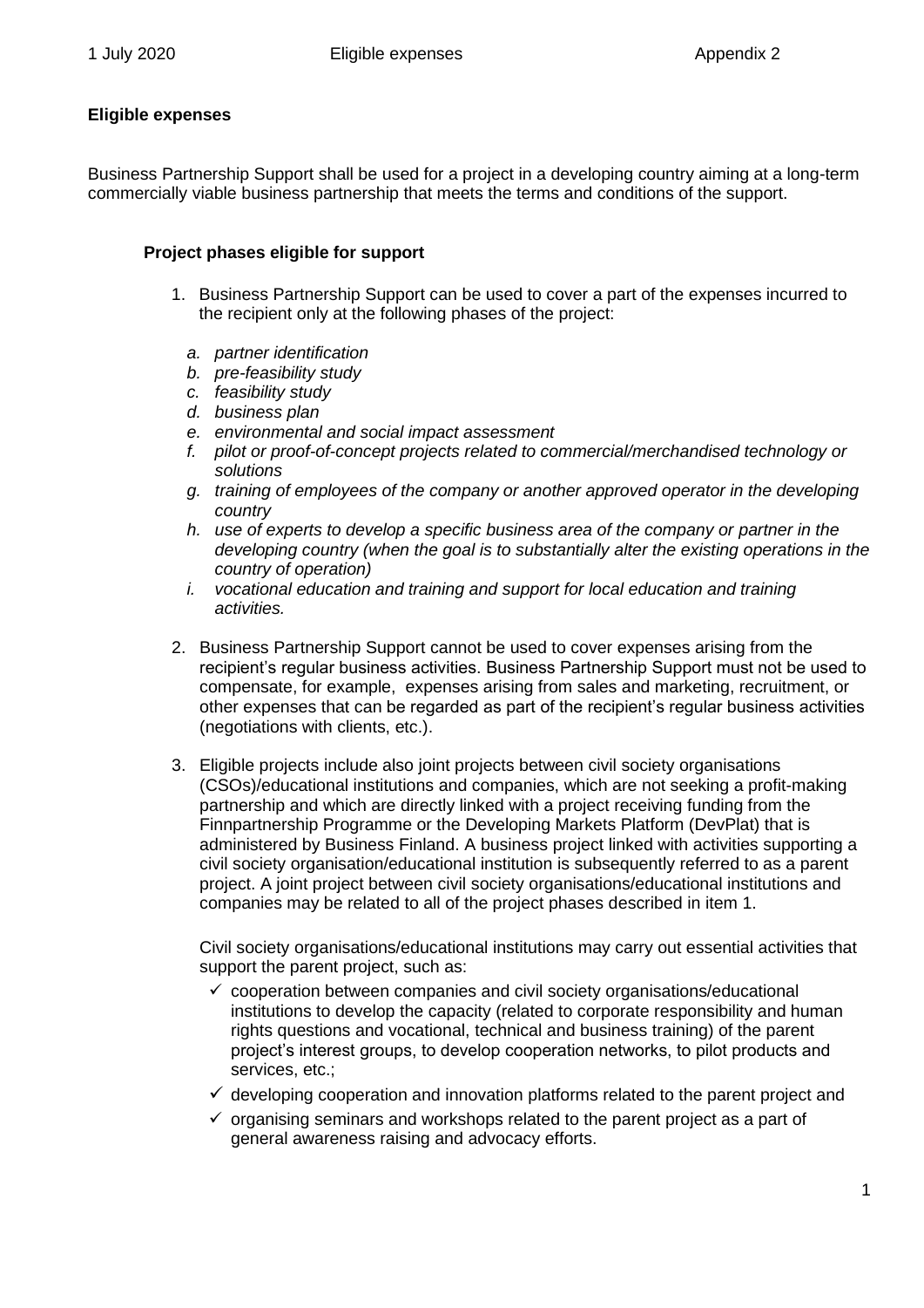## Eligible expenses

Business Partnership Support shall be used for a project in a developing country aiming at a long-term commercially viable business partnership that meets the terms and conditions of the support.

### Project phases eligible for support

1. Business Partnership Support can be used to cover a part of the expenses incurred to the recipient only at the following phases of the project:
   a. *partner identification*
   b. *pre-feasibility study*
   c. *feasibility study*
   d. *business plan*
   e. *environmental and social impact assessment*
   f. *pilot or proof-of-concept projects related to commercial/merchandised technology or solutions*
   g. *training of employees of the company or another approved operator in the developing country*
   h. *use of experts to develop a specific business area of the company or partner in the developing country (when the goal is to substantially alter the existing operations in the country of operation)*
   i. *vocational education and training and support for local education and training activities.*

2. Business Partnership Support cannot be used to cover expenses arising from the recipient's regular business activities. Business Partnership Support must not be used to compensate, for example, expenses arising from sales and marketing, recruitment, or other expenses that can be regarded as part of the recipient's regular business activities (negotiations with clients, etc.).

3. Eligible projects include also joint projects between civil society organisations (CSOs)/educational institutions and companies, which are not seeking a profit-making partnership and which are directly linked with a project receiving funding from the Finnpartnership Programme or the Developing Markets Platform (DevPlat) that is administered by Business Finland. A business project linked with activities supporting a civil society organisation/educational institution is subsequently referred to as a parent project. A joint project between civil society organisations/educational institutions and companies may be related to all of the project phases described in item 1.

   Civil society organisations/educational institutions may carry out essential activities that support the parent project, such as:
   - ✓ cooperation between companies and civil society organisations/educational institutions to develop the capacity (related to corporate responsibility and human rights questions and vocational, technical and business training) of the parent project's interest groups, to develop cooperation networks, to pilot products and services, etc.;
   - ✓ developing cooperation and innovation platforms related to the parent project and
   - ✓ organising seminars and workshops related to the parent project as a part of general awareness raising and advocacy efforts.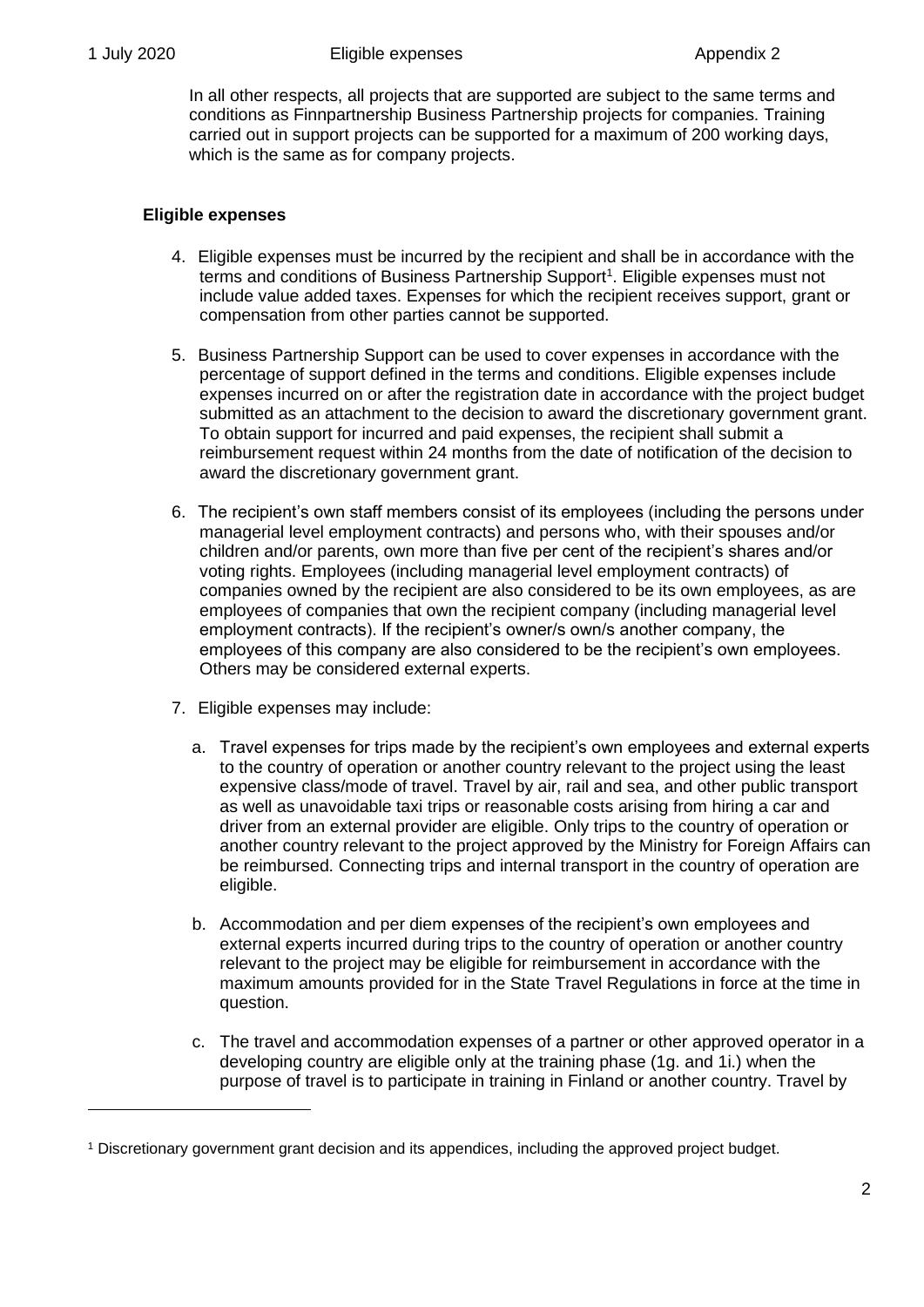In all other respects, all projects that are supported are subject to the same terms and conditions as Finnpartnership Business Partnership projects for companies. Training carried out in support projects can be supported for a maximum of 200 working days, which is the same as for company projects.

**Eligible expenses**

4. Eligible expenses must be incurred by the recipient and shall be in accordance with the terms and conditions of Business Partnership Support[1]. Eligible expenses must not include value added taxes. Expenses for which the recipient receives support, grant or compensation from other parties cannot be supported.

5. Business Partnership Support can be used to cover expenses in accordance with the percentage of support defined in the terms and conditions. Eligible expenses include expenses incurred on or after the registration date in accordance with the project budget submitted as an attachment to the decision to award the discretionary government grant. To obtain support for incurred and paid expenses, the recipient shall submit a reimbursement request within 24 months from the date of notification of the decision to award the discretionary government grant.

6. The recipient's own staff members consist of its employees (including the persons under managerial level employment contracts) and persons who, with their spouses and/or children and/or parents, own more than five per cent of the recipient's shares and/or voting rights. Employees (including managerial level employment contracts) of companies owned by the recipient are also considered to be its own employees, as are employees of companies that own the recipient company (including managerial level employment contracts). If the recipient's owner/s own/s another company, the employees of this company are also considered to be the recipient's own employees. Others may be considered external experts.

7. Eligible expenses may include:

   a. Travel expenses for trips made by the recipient's own employees and external experts to the country of operation or another country relevant to the project using the least expensive class/mode of travel. Travel by air, rail and sea, and other public transport as well as unavoidable taxi trips or reasonable costs arising from hiring a car and driver from an external provider are eligible. Only trips to the country of operation or another country relevant to the project approved by the Ministry for Foreign Affairs can be reimbursed. Connecting trips and internal transport in the country of operation are eligible.

   b. Accommodation and per diem expenses of the recipient's own employees and external experts incurred during trips to the country of operation or another country relevant to the project may be eligible for reimbursement in accordance with the maximum amounts provided for in the State Travel Regulations in force at the time in question.

   c. The travel and accommodation expenses of a partner or other approved operator in a developing country are eligible only at the training phase (1g. and 1i.) when the purpose of travel is to participate in training in Finland or another country. Travel by

[1] Discretionary government grant decision and its appendices, including the approved project budget.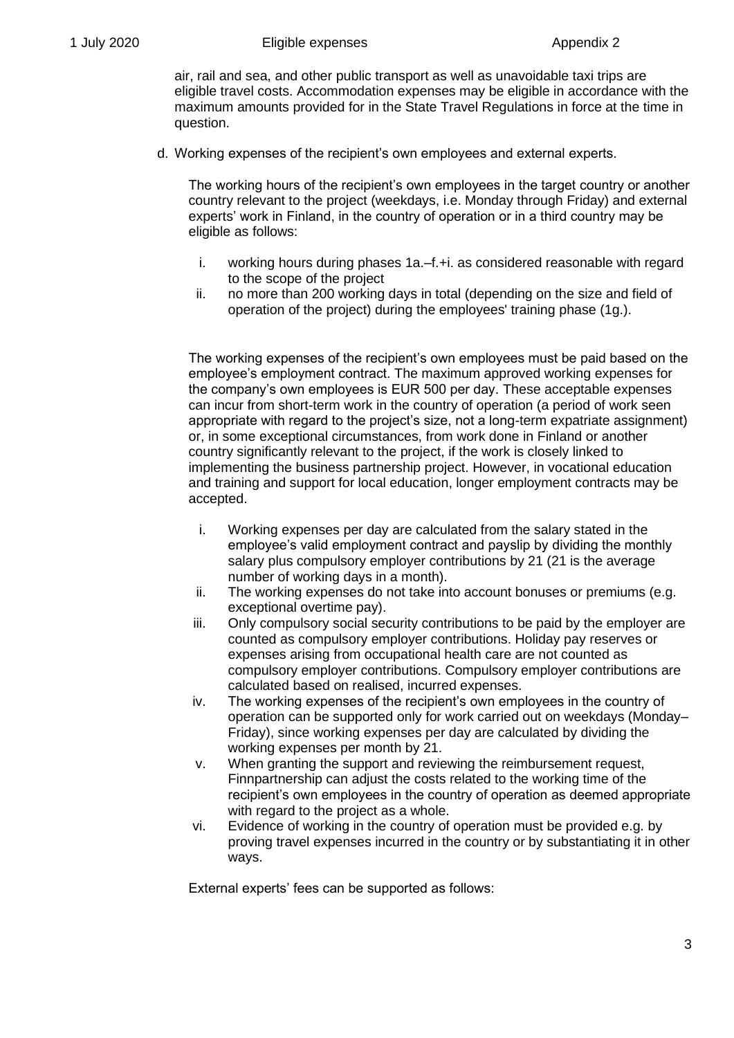air, rail and sea, and other public transport as well as unavoidable taxi trips are eligible travel costs. Accommodation expenses may be eligible in accordance with the maximum amounts provided for in the State Travel Regulations in force at the time in question.

d. Working expenses of the recipient's own employees and external experts.

   The working hours of the recipient's own employees in the target country or another country relevant to the project (weekdays, i.e. Monday through Friday) and external experts' work in Finland, in the country of operation or in a third country may be eligible as follows:

   i. working hours during phases 1a.–f.+i. as considered reasonable with regard to the scope of the project
   ii. no more than 200 working days in total (depending on the size and field of operation of the project) during the employees' training phase (1g.).

   The working expenses of the recipient's own employees must be paid based on the employee's employment contract. The maximum approved working expenses for the company's own employees is EUR 500 per day. These acceptable expenses can incur from short-term work in the country of operation (a period of work seen appropriate with regard to the project's size, not a long-term expatriate assignment) or, in some exceptional circumstances, from work done in Finland or another country significantly relevant to the project, if the work is closely linked to implementing the business partnership project. However, in vocational education and training and support for local education, longer employment contracts may be accepted.

   i. Working expenses per day are calculated from the salary stated in the employee's valid employment contract and payslip by dividing the monthly salary plus compulsory employer contributions by 21 (21 is the average number of working days in a month).
   ii. The working expenses do not take into account bonuses or premiums (e.g. exceptional overtime pay).
   iii. Only compulsory social security contributions to be paid by the employer are counted as compulsory employer contributions. Holiday pay reserves or expenses arising from occupational health care are not counted as compulsory employer contributions. Compulsory employer contributions are calculated based on realised, incurred expenses.
   iv. The working expenses of the recipient's own employees in the country of operation can be supported only for work carried out on weekdays (Monday–Friday), since working expenses per day are calculated by dividing the working expenses per month by 21.
   v. When granting the support and reviewing the reimbursement request, Finnpartnership can adjust the costs related to the working time of the recipient's own employees in the country of operation as deemed appropriate with regard to the project as a whole.
   vi. Evidence of working in the country of operation must be provided e.g. by proving travel expenses incurred in the country or by substantiating it in other ways.

   External experts' fees can be supported as follows: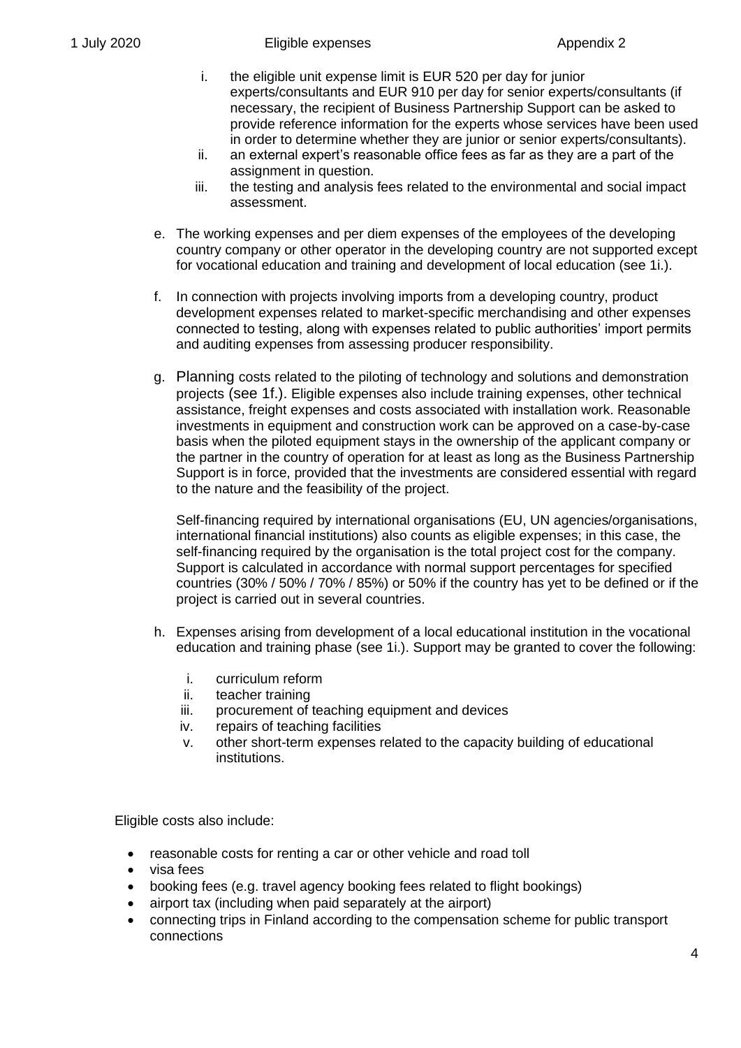i. the eligible unit expense limit is EUR 520 per day for junior experts/consultants and EUR 910 per day for senior experts/consultants (if necessary, the recipient of Business Partnership Support can be asked to provide reference information for the experts whose services have been used in order to determine whether they are junior or senior experts/consultants).
ii. an external expert's reasonable office fees as far as they are a part of the assignment in question.
iii. the testing and analysis fees related to the environmental and social impact assessment.

e. The working expenses and per diem expenses of the employees of the developing country company or other operator in the developing country are not supported except for vocational education and training and development of local education (see 1i.).

f. In connection with projects involving imports from a developing country, product development expenses related to market-specific merchandising and other expenses connected to testing, along with expenses related to public authorities' import permits and auditing expenses from assessing producer responsibility.

g. Planning costs related to the piloting of technology and solutions and demonstration projects (see 1f.). Eligible expenses also include training expenses, other technical assistance, freight expenses and costs associated with installation work. Reasonable investments in equipment and construction work can be approved on a case-by-case basis when the piloted equipment stays in the ownership of the applicant company or the partner in the country of operation for at least as long as the Business Partnership Support is in force, provided that the investments are considered essential with regard to the nature and the feasibility of the project.

   Self-financing required by international organisations (EU, UN agencies/organisations, international financial institutions) also counts as eligible expenses; in this case, the self-financing required by the organisation is the total project cost for the company. Support is calculated in accordance with normal support percentages for specified countries (30% / 50% / 70% / 85%) or 50% if the country has yet to be defined or if the project is carried out in several countries.

h. Expenses arising from development of a local educational institution in the vocational education and training phase (see 1i.). Support may be granted to cover the following:

   i. curriculum reform
   ii. teacher training
   iii. procurement of teaching equipment and devices
   iv. repairs of teaching facilities
   v. other short-term expenses related to the capacity building of educational institutions.

Eligible costs also include:

- reasonable costs for renting a car or other vehicle and road toll
- visa fees
- booking fees (e.g. travel agency booking fees related to flight bookings)
- airport tax (including when paid separately at the airport)
- connecting trips in Finland according to the compensation scheme for public transport connections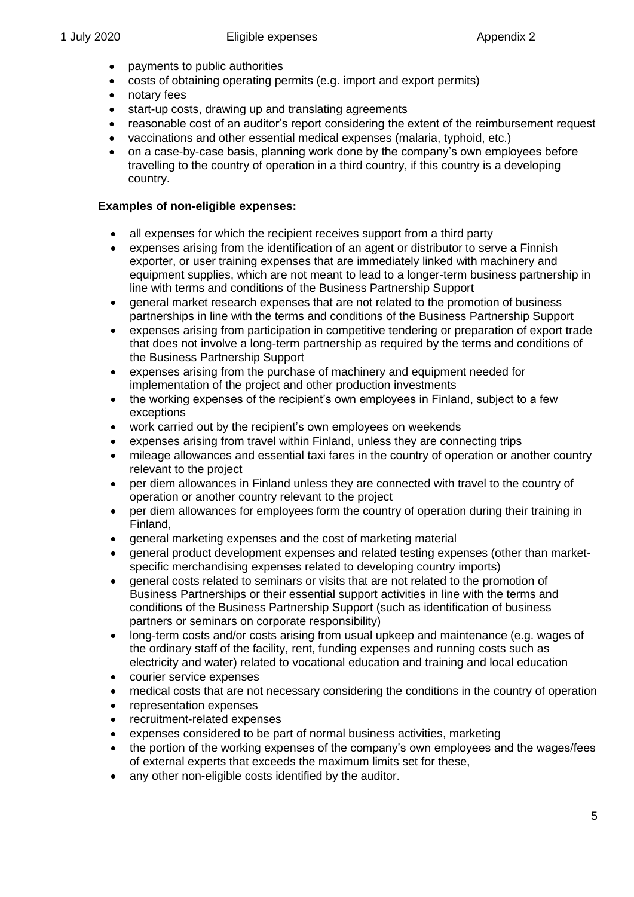- payments to public authorities
- costs of obtaining operating permits (e.g. import and export permits)
- notary fees
- start-up costs, drawing up and translating agreements
- reasonable cost of an auditor's report considering the extent of the reimbursement request
- vaccinations and other essential medical expenses (malaria, typhoid, etc.)
- on a case-by-case basis, planning work done by the company's own employees before travelling to the country of operation in a third country, if this country is a developing country.

**Examples of non-eligible expenses:**

- all expenses for which the recipient receives support from a third party
- expenses arising from the identification of an agent or distributor to serve a Finnish exporter, or user training expenses that are immediately linked with machinery and equipment supplies, which are not meant to lead to a longer-term business partnership in line with terms and conditions of the Business Partnership Support
- general market research expenses that are not related to the promotion of business partnerships in line with the terms and conditions of the Business Partnership Support
- expenses arising from participation in competitive tendering or preparation of export trade that does not involve a long-term partnership as required by the terms and conditions of the Business Partnership Support
- expenses arising from the purchase of machinery and equipment needed for implementation of the project and other production investments
- the working expenses of the recipient's own employees in Finland, subject to a few exceptions
- work carried out by the recipient's own employees on weekends
- expenses arising from travel within Finland, unless they are connecting trips
- mileage allowances and essential taxi fares in the country of operation or another country relevant to the project
- per diem allowances in Finland unless they are connected with travel to the country of operation or another country relevant to the project
- per diem allowances for employees form the country of operation during their training in Finland,
- general marketing expenses and the cost of marketing material
- general product development expenses and related testing expenses (other than market-specific merchandising expenses related to developing country imports)
- general costs related to seminars or visits that are not related to the promotion of Business Partnerships or their essential support activities in line with the terms and conditions of the Business Partnership Support (such as identification of business partners or seminars on corporate responsibility)
- long-term costs and/or costs arising from usual upkeep and maintenance (e.g. wages of the ordinary staff of the facility, rent, funding expenses and running costs such as electricity and water) related to vocational education and training and local education
- courier service expenses
- medical costs that are not necessary considering the conditions in the country of operation
- representation expenses
- recruitment-related expenses
- expenses considered to be part of normal business activities, marketing
- the portion of the working expenses of the company's own employees and the wages/fees of external experts that exceeds the maximum limits set for these,
- any other non-eligible costs identified by the auditor.